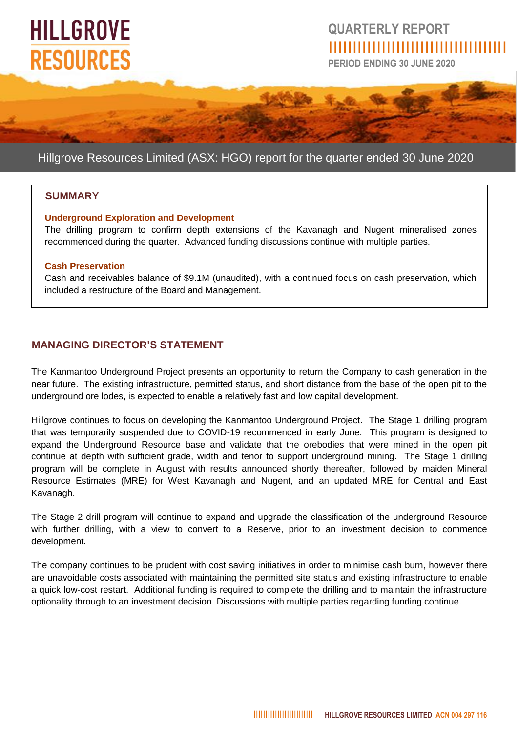# HILLGROVE RESOURCES

## QUARTERLY REPORT

PERIOD ENDING 30 JUNE 2020

Hillgrove Resources Limited (ASX: HGO) report for the quarter ended 30 June 2020

## SUMMARY

**Underground Exploration and Development**

The drilling program to confirm depth extensions of the Kavanagh and Nugent mineralised zones recommenced during the quarter. Advanced funding discussions continue with multiple parties.

**Cash Preservation**

Cash and receivables balance of $9.1M (unaudited), with a continued focus on cash preservation, which included a restructure of the Board and Management.

## MANAGING DIRECTOR'S STATEMENT

The Kanmantoo Underground Project presents an opportunity to return the Company to cash generation in the near future. The existing infrastructure, permitted status, and short distance from the base of the open pit to the underground ore lodes, is expected to enable a relatively fast and low capital development.

Hillgrove continues to focus on developing the Kanmantoo Underground Project. The Stage 1 drilling program that was temporarily suspended due to COVID-19 recommenced in early June. This program is designed to expand the Underground Resource base and validate that the orebodies that were mined in the open pit continue at depth with sufficient grade, width and tenor to support underground mining. The Stage 1 drilling program will be complete in August with results announced shortly thereafter, followed by maiden Mineral Resource Estimates (MRE) for West Kavanagh and Nugent, and an updated MRE for Central and East Kavanagh.

The Stage 2 drill program will continue to expand and upgrade the classification of the underground Resource with further drilling, with a view to convert to a Reserve, prior to an investment decision to commence development.

The company continues to be prudent with cost saving initiatives in order to minimise cash burn, however there are unavoidable costs associated with maintaining the permitted site status and existing infrastructure to enable a quick low-cost restart. Additional funding is required to complete the drilling and to maintain the infrastructure optionality through to an investment decision. Discussions with multiple parties regarding funding continue.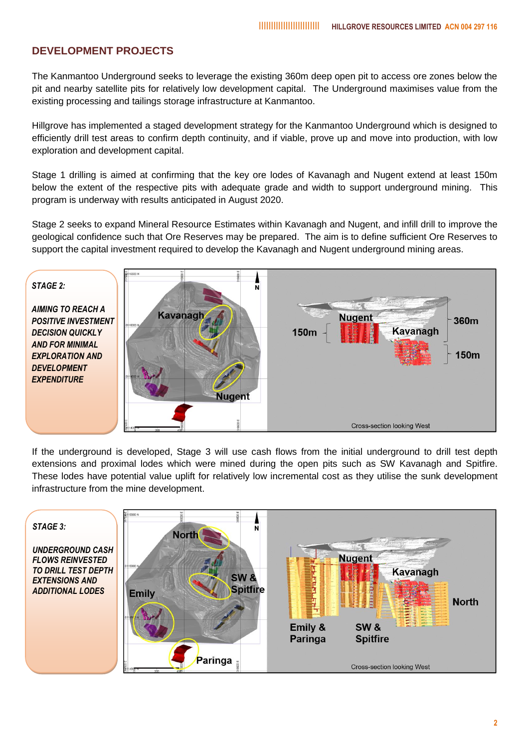## DEVELOPMENT PROJECTS

The Kanmantoo Underground seeks to leverage the existing 360m deep open pit to access ore zones below the pit and nearby satellite pits for relatively low development capital. The Underground maximises value from the existing processing and tailings storage infrastructure at Kanmantoo.

Hillgrove has implemented a staged development strategy for the Kanmantoo Underground which is designed to efficiently drill test areas to confirm depth continuity, and if viable, prove up and move into production, with low exploration and development capital.

Stage 1 drilling is aimed at confirming that the key ore lodes of Kavanagh and Nugent extend at least 150m below the extent of the respective pits with adequate grade and width to support underground mining. This program is underway with results anticipated in August 2020.

Stage 2 seeks to expand Mineral Resource Estimates within Kavanagh and Nugent, and infill drill to improve the geological confidence such that Ore Reserves may be prepared. The aim is to define sufficient Ore Reserves to support the capital investment required to develop the Kavanagh and Nugent underground mining areas.

***STAGE 2:***

***AIMING TO REACH A POSITIVE INVESTMENT DECISION QUICKLY AND FOR MINIMAL EXPLORATION AND DEVELOPMENT EXPENDITURE***

If the underground is developed, Stage 3 will use cash flows from the initial underground to drill test depth extensions and proximal lodes which were mined during the open pits such as SW Kavanagh and Spitfire. These lodes have potential value uplift for relatively low incremental cost as they utilise the sunk development infrastructure from the mine development.

***STAGE 3:***

***UNDERGROUND CASH FLOWS REINVESTED TO DRILL TEST DEPTH EXTENSIONS AND ADDITIONAL LODES***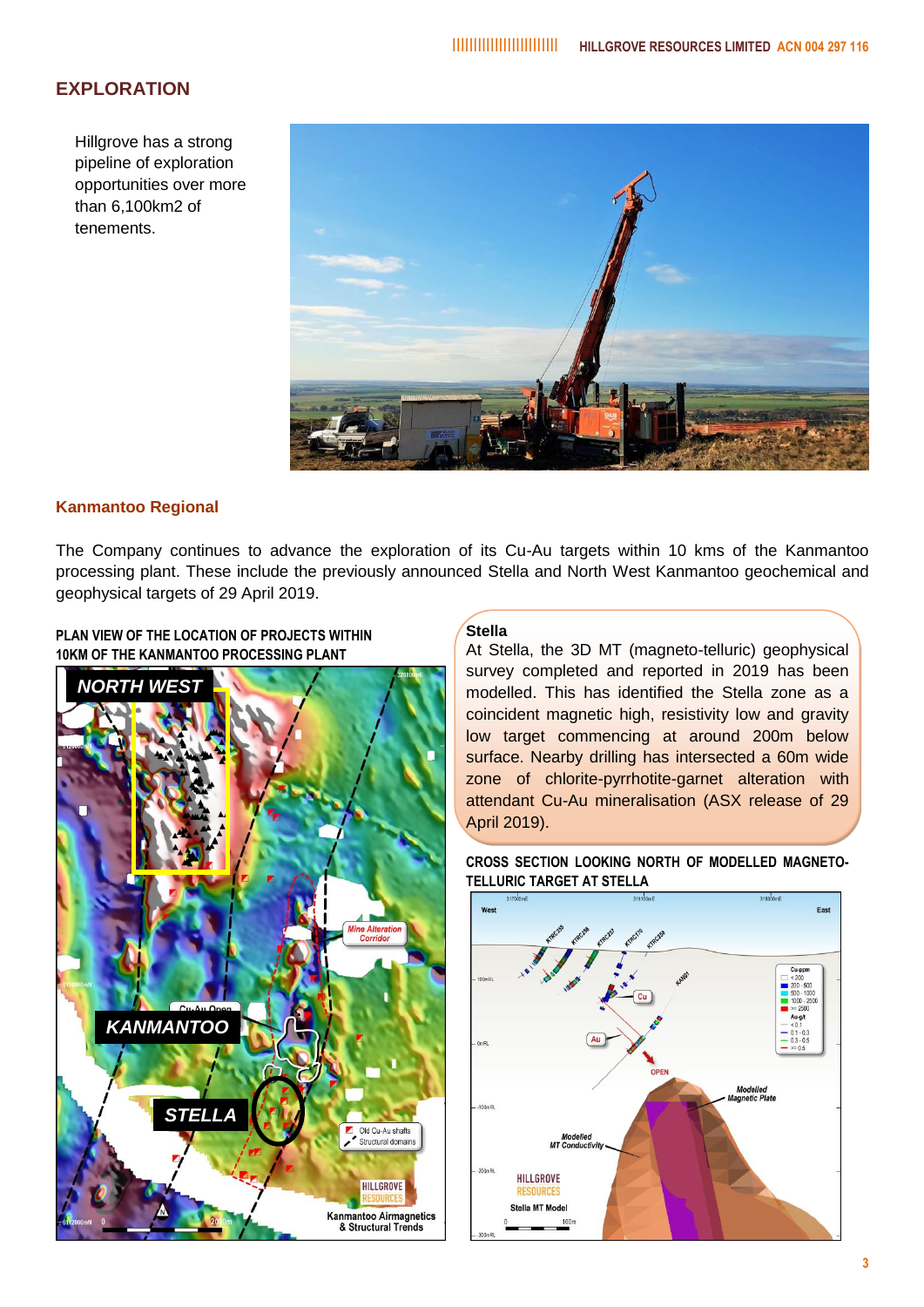## EXPLORATION

Hillgrove has a strong pipeline of exploration opportunities over more than 6,100km2 of tenements.

### Kanmantoo Regional

The Company continues to advance the exploration of its Cu-Au targets within 10 kms of the Kanmantoo processing plant. These include the previously announced Stella and North West Kanmantoo geochemical and geophysical targets of 29 April 2019.

**PLAN VIEW OF THE LOCATION OF PROJECTS WITHIN 10KM OF THE KANMANTOO PROCESSING PLANT**

**Stella**

At Stella, the 3D MT (magneto-telluric) geophysical survey completed and reported in 2019 has been modelled. This has identified the Stella zone as a coincident magnetic high, resistivity low and gravity low target commencing at around 200m below surface. Nearby drilling has intersected a 60m wide zone of chlorite-pyrrhotite-garnet alteration with attendant Cu-Au mineralisation (ASX release of 29 April 2019).

**CROSS SECTION LOOKING NORTH OF MODELLED MAGNETO-TELLURIC TARGET AT STELLA**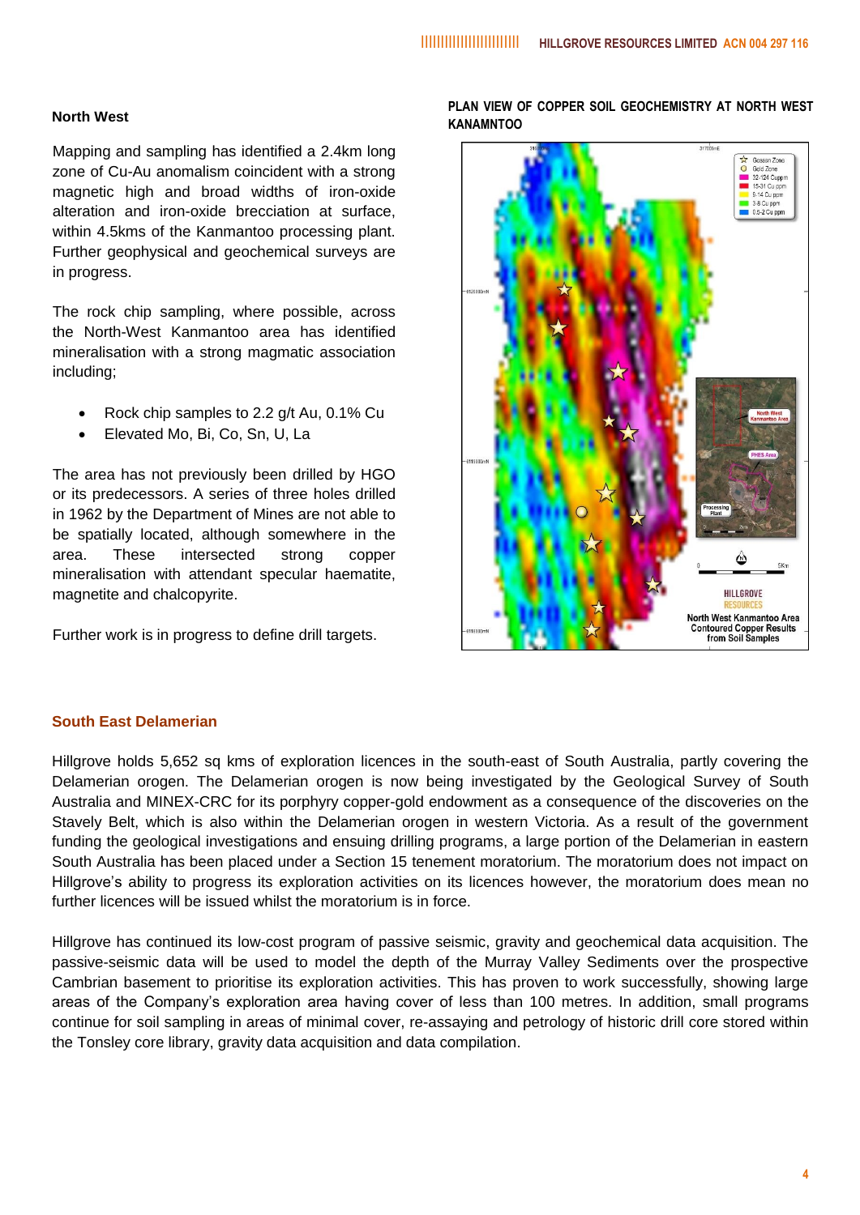## North West

Mapping and sampling has identified a 2.4km long zone of Cu-Au anomalism coincident with a strong magnetic high and broad widths of iron-oxide alteration and iron-oxide brecciation at surface, within 4.5kms of the Kanmantoo processing plant. Further geophysical and geochemical surveys are in progress.

The rock chip sampling, where possible, across the North-West Kanmantoo area has identified mineralisation with a strong magmatic association including;

- Rock chip samples to 2.2 g/t Au, 0.1% Cu
- Elevated Mo, Bi, Co, Sn, U, La

The area has not previously been drilled by HGO or its predecessors. A series of three holes drilled in 1962 by the Department of Mines are not able to be spatially located, although somewhere in the area. These intersected strong copper mineralisation with attendant specular haematite, magnetite and chalcopyrite.

Further work is in progress to define drill targets.

**PLAN VIEW OF COPPER SOIL GEOCHEMISTRY AT NORTH WEST KANAMNTOO**

## South East Delamerian

Hillgrove holds 5,652 sq kms of exploration licences in the south-east of South Australia, partly covering the Delamerian orogen. The Delamerian orogen is now being investigated by the Geological Survey of South Australia and MINEX-CRC for its porphyry copper-gold endowment as a consequence of the discoveries on the Stavely Belt, which is also within the Delamerian orogen in western Victoria. As a result of the government funding the geological investigations and ensuing drilling programs, a large portion of the Delamerian in eastern South Australia has been placed under a Section 15 tenement moratorium. The moratorium does not impact on Hillgrove's ability to progress its exploration activities on its licences however, the moratorium does mean no further licences will be issued whilst the moratorium is in force.

Hillgrove has continued its low-cost program of passive seismic, gravity and geochemical data acquisition. The passive-seismic data will be used to model the depth of the Murray Valley Sediments over the prospective Cambrian basement to prioritise its exploration activities. This has proven to work successfully, showing large areas of the Company's exploration area having cover of less than 100 metres. In addition, small programs continue for soil sampling in areas of minimal cover, re-assaying and petrology of historic drill core stored within the Tonsley core library, gravity data acquisition and data compilation.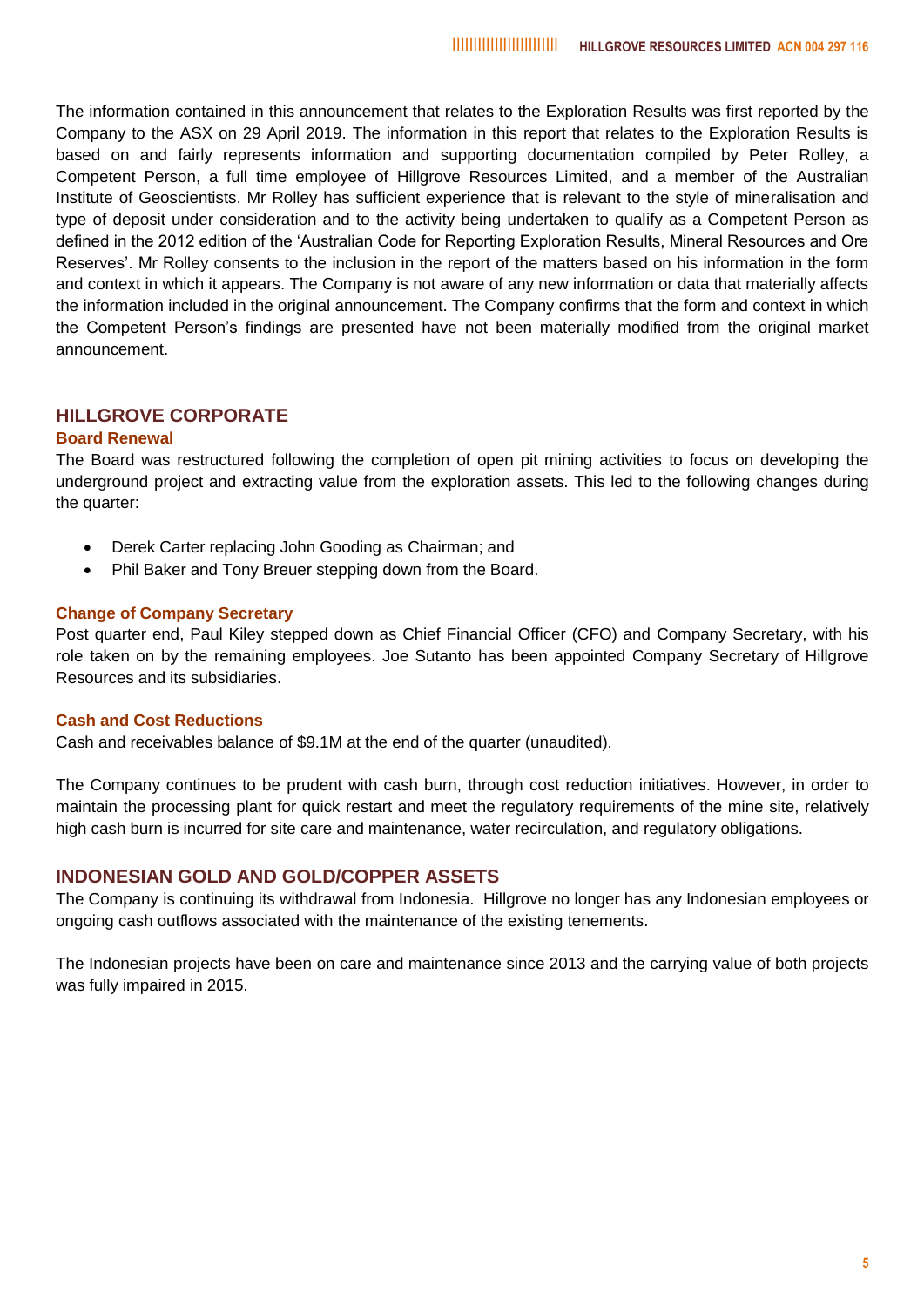The information contained in this announcement that relates to the Exploration Results was first reported by the Company to the ASX on 29 April 2019. The information in this report that relates to the Exploration Results is based on and fairly represents information and supporting documentation compiled by Peter Rolley, a Competent Person, a full time employee of Hillgrove Resources Limited, and a member of the Australian Institute of Geoscientists. Mr Rolley has sufficient experience that is relevant to the style of mineralisation and type of deposit under consideration and to the activity being undertaken to qualify as a Competent Person as defined in the 2012 edition of the 'Australian Code for Reporting Exploration Results, Mineral Resources and Ore Reserves'. Mr Rolley consents to the inclusion in the report of the matters based on his information in the form and context in which it appears. The Company is not aware of any new information or data that materially affects the information included in the original announcement. The Company confirms that the form and context in which the Competent Person's findings are presented have not been materially modified from the original market announcement.

## HILLGROVE CORPORATE

### Board Renewal

The Board was restructured following the completion of open pit mining activities to focus on developing the underground project and extracting value from the exploration assets. This led to the following changes during the quarter:

- Derek Carter replacing John Gooding as Chairman; and
- Phil Baker and Tony Breuer stepping down from the Board.

### Change of Company Secretary

Post quarter end, Paul Kiley stepped down as Chief Financial Officer (CFO) and Company Secretary, with his role taken on by the remaining employees. Joe Sutanto has been appointed Company Secretary of Hillgrove Resources and its subsidiaries.

### Cash and Cost Reductions

Cash and receivables balance of $9.1M at the end of the quarter (unaudited).

The Company continues to be prudent with cash burn, through cost reduction initiatives. However, in order to maintain the processing plant for quick restart and meet the regulatory requirements of the mine site, relatively high cash burn is incurred for site care and maintenance, water recirculation, and regulatory obligations.

## INDONESIAN GOLD AND GOLD/COPPER ASSETS

The Company is continuing its withdrawal from Indonesia. Hillgrove no longer has any Indonesian employees or ongoing cash outflows associated with the maintenance of the existing tenements.

The Indonesian projects have been on care and maintenance since 2013 and the carrying value of both projects was fully impaired in 2015.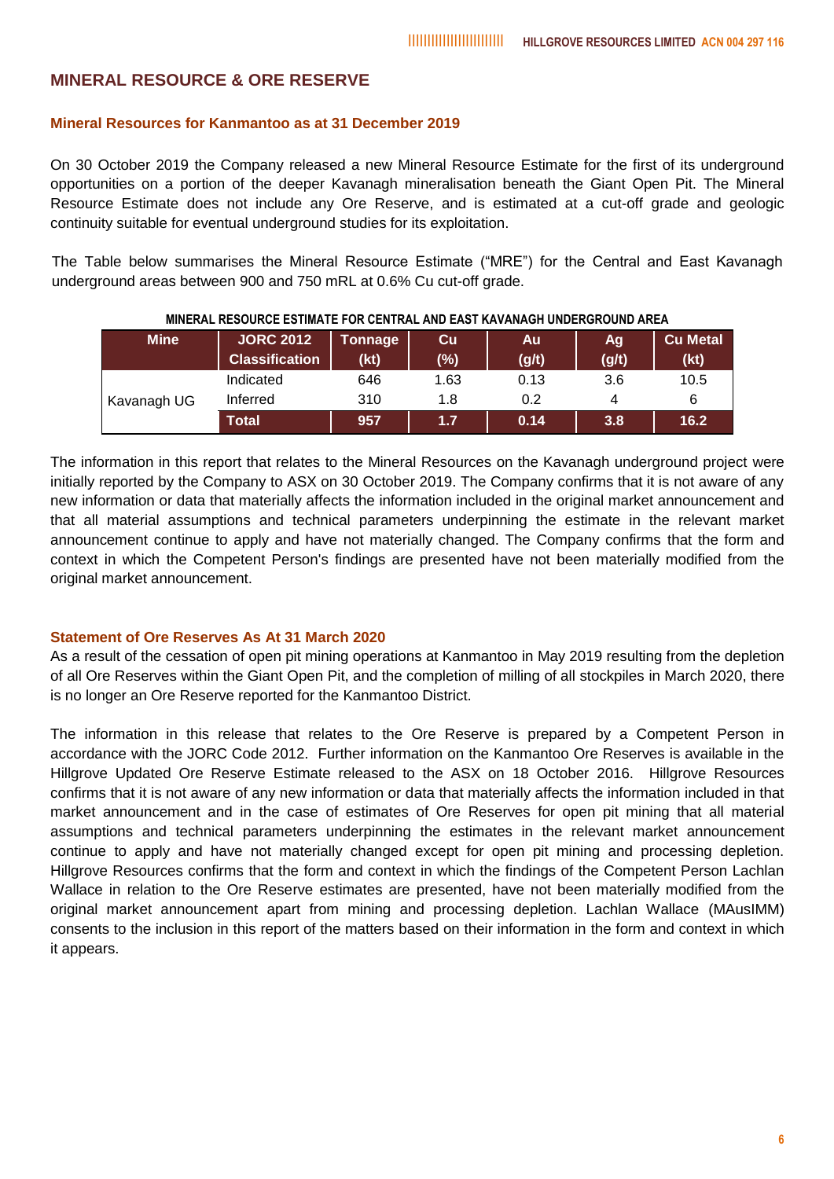## MINERAL RESOURCE & ORE RESERVE

### Mineral Resources for Kanmantoo as at 31 December 2019

On 30 October 2019 the Company released a new Mineral Resource Estimate for the first of its underground opportunities on a portion of the deeper Kavanagh mineralisation beneath the Giant Open Pit. The Mineral Resource Estimate does not include any Ore Reserve, and is estimated at a cut-off grade and geologic continuity suitable for eventual underground studies for its exploitation.

The Table below summarises the Mineral Resource Estimate ("MRE") for the Central and East Kavanagh underground areas between 900 and 750 mRL at 0.6% Cu cut-off grade.

**MINERAL RESOURCE ESTIMATE FOR CENTRAL AND EAST KAVANAGH UNDERGROUND AREA**

| Mine | JORC 2012 Classification | Tonnage (kt) | Cu (%) | Au (g/t) | Ag (g/t) | Cu Metal (kt) |
|---|---|---|---|---|---|---|
| Kavanagh UG | Indicated | 646 | 1.63 | 0.13 | 3.6 | 10.5 |
| | Inferred | 310 | 1.8 | 0.2 | 4 | 6 |
| | **Total** | **957** | **1.7** | **0.14** | **3.8** | **16.2** |

The information in this report that relates to the Mineral Resources on the Kavanagh underground project were initially reported by the Company to ASX on 30 October 2019. The Company confirms that it is not aware of any new information or data that materially affects the information included in the original market announcement and that all material assumptions and technical parameters underpinning the estimate in the relevant market announcement continue to apply and have not materially changed. The Company confirms that the form and context in which the Competent Person's findings are presented have not been materially modified from the original market announcement.

### Statement of Ore Reserves As At 31 March 2020

As a result of the cessation of open pit mining operations at Kanmantoo in May 2019 resulting from the depletion of all Ore Reserves within the Giant Open Pit, and the completion of milling of all stockpiles in March 2020, there is no longer an Ore Reserve reported for the Kanmantoo District.

The information in this release that relates to the Ore Reserve is prepared by a Competent Person in accordance with the JORC Code 2012. Further information on the Kanmantoo Ore Reserves is available in the Hillgrove Updated Ore Reserve Estimate released to the ASX on 18 October 2016. Hillgrove Resources confirms that it is not aware of any new information or data that materially affects the information included in that market announcement and in the case of estimates of Ore Reserves for open pit mining that all material assumptions and technical parameters underpinning the estimates in the relevant market announcement continue to apply and have not materially changed except for open pit mining and processing depletion. Hillgrove Resources confirms that the form and context in which the findings of the Competent Person Lachlan Wallace in relation to the Ore Reserve estimates are presented, have not been materially modified from the original market announcement apart from mining and processing depletion. Lachlan Wallace (MAusIMM) consents to the inclusion in this report of the matters based on their information in the form and context in which it appears.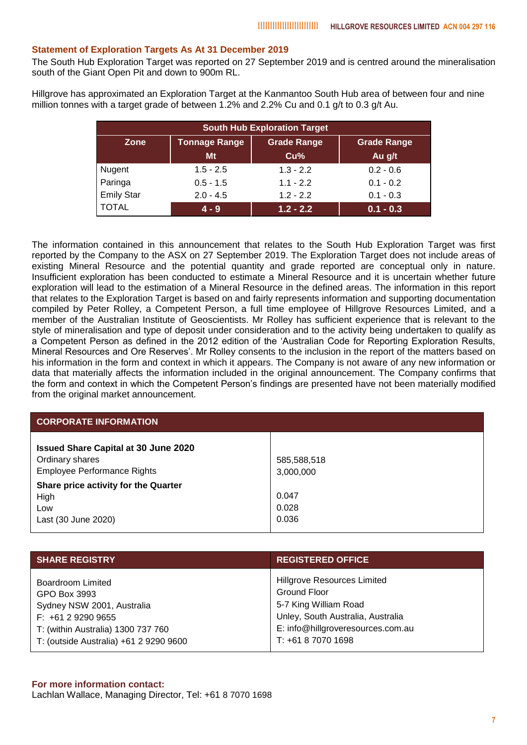## Statement of Exploration Targets As At 31 December 2019

The South Hub Exploration Target was reported on 27 September 2019 and is centred around the mineralisation south of the Giant Open Pit and down to 900m RL.

Hillgrove has approximated an Exploration Target at the Kanmantoo South Hub area of between four and nine million tonnes with a target grade of between 1.2% and 2.2% Cu and 0.1 g/t to 0.3 g/t Au.

| South Hub Exploration Target | | | |
|---|---|---|---|
| **Zone** | **Tonnage Range Mt** | **Grade Range Cu%** | **Grade Range Au g/t** |
| Nugent | 1.5 - 2.5 | 1.3 - 2.2 | 0.2 - 0.6 |
| Paringa | 0.5 - 1.5 | 1.1 - 2.2 | 0.1 - 0.2 |
| Emily Star | 2.0 - 4.5 | 1.2 - 2.2 | 0.1 - 0.3 |
| TOTAL | **4 - 9** | **1.2 - 2.2** | **0.1 - 0.3** |

The information contained in this announcement that relates to the South Hub Exploration Target was first reported by the Company to the ASX on 27 September 2019. The Exploration Target does not include areas of existing Mineral Resource and the potential quantity and grade reported are conceptual only in nature. Insufficient exploration has been conducted to estimate a Mineral Resource and it is uncertain whether future exploration will lead to the estimation of a Mineral Resource in the defined areas. The information in this report that relates to the Exploration Target is based on and fairly represents information and supporting documentation compiled by Peter Rolley, a Competent Person, a full time employee of Hillgrove Resources Limited, and a member of the Australian Institute of Geoscientists. Mr Rolley has sufficient experience that is relevant to the style of mineralisation and type of deposit under consideration and to the activity being undertaken to qualify as a Competent Person as defined in the 2012 edition of the 'Australian Code for Reporting Exploration Results, Mineral Resources and Ore Reserves'. Mr Rolley consents to the inclusion in the report of the matters based on his information in the form and context in which it appears. The Company is not aware of any new information or data that materially affects the information included in the original announcement. The Company confirms that the form and context in which the Competent Person's findings are presented have not been materially modified from the original market announcement.

| CORPORATE INFORMATION | |
|---|---|
| **Issued Share Capital at 30 June 2020** | |
| Ordinary shares | 585,588,518 |
| Employee Performance Rights | 3,000,000 |
| **Share price activity for the Quarter** | |
| High | 0.047 |
| Low | 0.028 |
| Last (30 June 2020) | 0.036 |

| SHARE REGISTRY | REGISTERED OFFICE |
|---|---|
| Boardroom Limited<br>GPO Box 3993<br>Sydney NSW 2001, Australia<br>F: +61 2 9290 9655<br>T: (within Australia) 1300 737 760<br>T: (outside Australia) +61 2 9290 9600 | Hillgrove Resources Limited<br>Ground Floor<br>5-7 King William Road<br>Unley, South Australia, Australia<br>E: info@hillgroveresources.com.au<br>T: +61 8 7070 1698 |

**For more information contact:**
Lachlan Wallace, Managing Director, Tel: +61 8 7070 1698